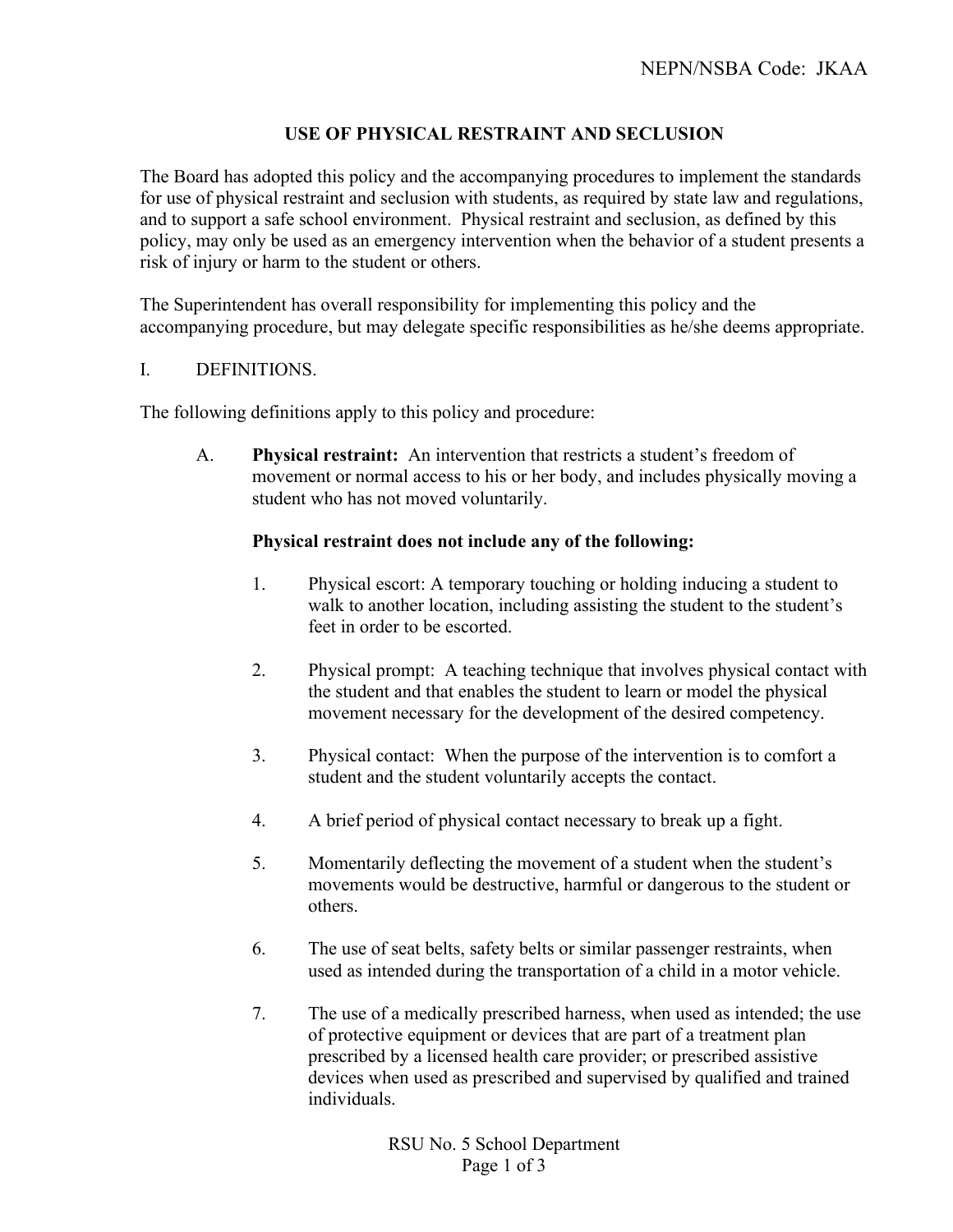# USE OF PHYSICAL RESTRAINT AND SECLUSION

The Board has adopted this policy and the accompanying procedures to implement the standards for use of physical restraint and seclusion with students, as required by state law and regulations, and to support a safe school environment. Physical restraint and seclusion, as defined by this policy, may only be used as an emergency intervention when the behavior of a student presents a risk of injury or harm to the student or others.

The Superintendent has overall responsibility for implementing this policy and the accompanying procedure, but may delegate specific responsibilities as he/she deems appropriate.

## I. DEFINITIONS.

The following definitions apply to this policy and procedure:

A. **Physical restraint:** An intervention that restricts a student's freedom of movement or normal access to his or her body, and includes physically moving a student who has not moved voluntarily.

   **Physical restraint does not include any of the following:**

   1. Physical escort: A temporary touching or holding inducing a student to walk to another location, including assisting the student to the student's feet in order to be escorted.

   2. Physical prompt: A teaching technique that involves physical contact with the student and that enables the student to learn or model the physical movement necessary for the development of the desired competency.

   3. Physical contact: When the purpose of the intervention is to comfort a student and the student voluntarily accepts the contact.

   4. A brief period of physical contact necessary to break up a fight.

   5. Momentarily deflecting the movement of a student when the student's movements would be destructive, harmful or dangerous to the student or others.

   6. The use of seat belts, safety belts or similar passenger restraints, when used as intended during the transportation of a child in a motor vehicle.

   7. The use of a medically prescribed harness, when used as intended; the use of protective equipment or devices that are part of a treatment plan prescribed by a licensed health care provider; or prescribed assistive devices when used as prescribed and supervised by qualified and trained individuals.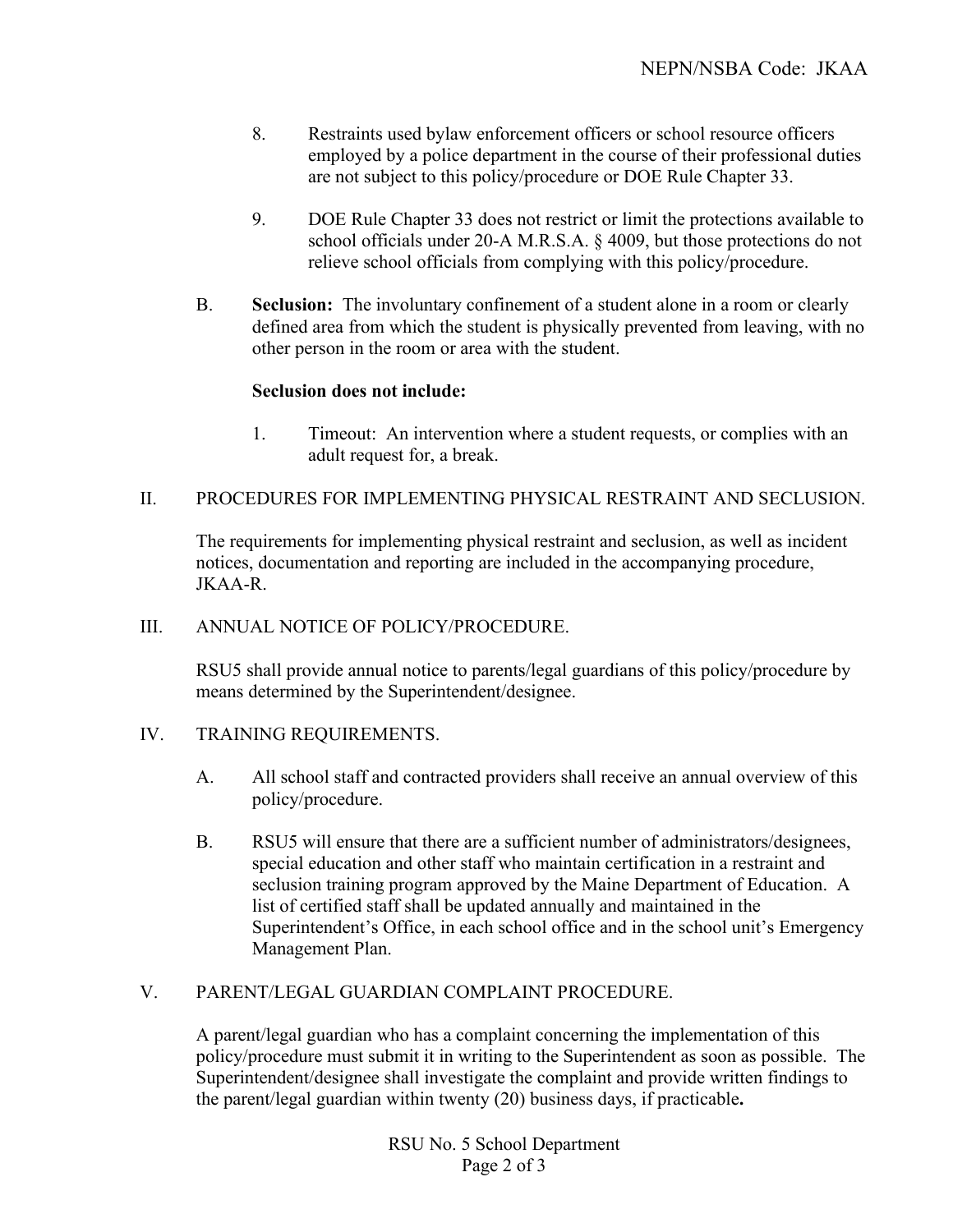8. Restraints used bylaw enforcement officers or school resource officers employed by a police department in the course of their professional duties are not subject to this policy/procedure or DOE Rule Chapter 33.

9. DOE Rule Chapter 33 does not restrict or limit the protections available to school officials under 20-A M.R.S.A. § 4009, but those protections do not relieve school officials from complying with this policy/procedure.

B. **Seclusion:** The involuntary confinement of a student alone in a room or clearly defined area from which the student is physically prevented from leaving, with no other person in the room or area with the student.

**Seclusion does not include:**

1. Timeout: An intervention where a student requests, or complies with an adult request for, a break.

## II. PROCEDURES FOR IMPLEMENTING PHYSICAL RESTRAINT AND SECLUSION.

The requirements for implementing physical restraint and seclusion, as well as incident notices, documentation and reporting are included in the accompanying procedure, JKAA-R.

## III. ANNUAL NOTICE OF POLICY/PROCEDURE.

RSU5 shall provide annual notice to parents/legal guardians of this policy/procedure by means determined by the Superintendent/designee.

## IV. TRAINING REQUIREMENTS.

A. All school staff and contracted providers shall receive an annual overview of this policy/procedure.

B. RSU5 will ensure that there are a sufficient number of administrators/designees, special education and other staff who maintain certification in a restraint and seclusion training program approved by the Maine Department of Education. A list of certified staff shall be updated annually and maintained in the Superintendent's Office, in each school office and in the school unit's Emergency Management Plan.

## V. PARENT/LEGAL GUARDIAN COMPLAINT PROCEDURE.

A parent/legal guardian who has a complaint concerning the implementation of this policy/procedure must submit it in writing to the Superintendent as soon as possible. The Superintendent/designee shall investigate the complaint and provide written findings to the parent/legal guardian within twenty (20) business days, if practicable**.**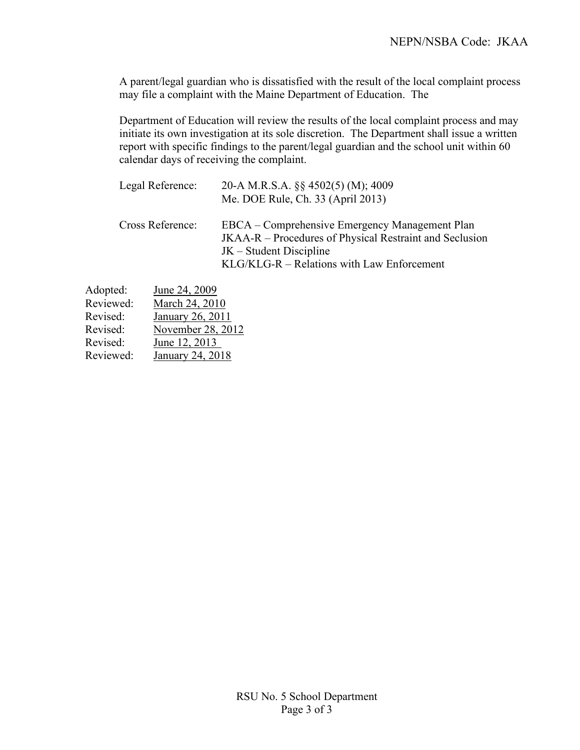A parent/legal guardian who is dissatisfied with the result of the local complaint process may file a complaint with the Maine Department of Education. The

Department of Education will review the results of the local complaint process and may initiate its own investigation at its sole discretion. The Department shall issue a written report with specific findings to the parent/legal guardian and the school unit within 60 calendar days of receiving the complaint.

| | |
|---|---|
| Legal Reference: | 20-A M.R.S.A. §§ 4502(5) (M); 4009<br>Me. DOE Rule, Ch. 33 (April 2013) |
| Cross Reference: | EBCA – Comprehensive Emergency Management Plan<br>JKAA-R – Procedures of Physical Restraint and Seclusion<br>JK – Student Discipline<br>KLG/KLG-R – Relations with Law Enforcement |

| | |
|---|---|
| Adopted: | June 24, 2009 |
| Reviewed: | March 24, 2010 |
| Revised: | January 26, 2011 |
| Revised: | November 28, 2012 |
| Revised: | June 12, 2013 |
| Reviewed: | January 24, 2018 |